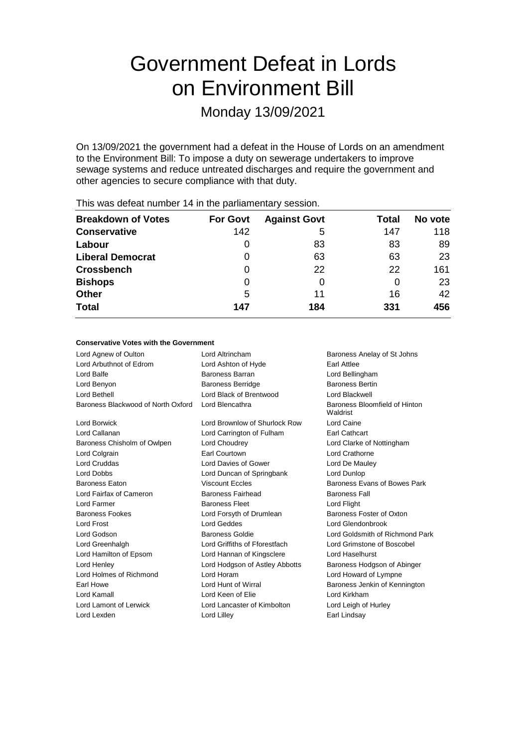# Government Defeat in Lords on Environment Bill

Monday 13/09/2021

On 13/09/2021 the government had a defeat in the House of Lords on an amendment to the Environment Bill: To impose a duty on sewerage undertakers to improve sewage systems and reduce untreated discharges and require the government and other agencies to secure compliance with that duty.

This was defeat number 14 in the parliamentary session.

| Breakdown of Votes | For Govt | Against Govt | Total | No vote |
|---|---|---|---|---|
| **Conservative** | 142 | 5 | 147 | 118 |
| **Labour** | 0 | 83 | 83 | 89 |
| **Liberal Democrat** | 0 | 63 | 63 | 23 |
| **Crossbench** | 0 | 22 | 22 | 161 |
| **Bishops** | 0 | 0 | 0 | 23 |
| **Other** | 5 | 11 | 16 | 42 |
| **Total** | **147** | **184** | **331** | **456** |

#### Conservative Votes with the Government

| | | |
|---|---|---|
| Lord Agnew of Oulton | Lord Altrincham | Baroness Anelay of St Johns |
| Lord Arbuthnot of Edrom | Lord Ashton of Hyde | Earl Attlee |
| Lord Balfe | Baroness Barran | Lord Bellingham |
| Lord Benyon | Baroness Berridge | Baroness Bertin |
| Lord Bethell | Lord Black of Brentwood | Lord Blackwell |
| Baroness Blackwood of North Oxford | Lord Blencathra | Baroness Bloomfield of Hinton Waldrist |
| Lord Borwick | Lord Brownlow of Shurlock Row | Lord Caine |
| Lord Callanan | Lord Carrington of Fulham | Earl Cathcart |
| Baroness Chisholm of Owlpen | Lord Choudrey | Lord Clarke of Nottingham |
| Lord Colgrain | Earl Courtown | Lord Crathorne |
| Lord Cruddas | Lord Davies of Gower | Lord De Mauley |
| Lord Dobbs | Lord Duncan of Springbank | Lord Dunlop |
| Baroness Eaton | Viscount Eccles | Baroness Evans of Bowes Park |
| Lord Fairfax of Cameron | Baroness Fairhead | Baroness Fall |
| Lord Farmer | Baroness Fleet | Lord Flight |
| Baroness Fookes | Lord Forsyth of Drumlean | Baroness Foster of Oxton |
| Lord Frost | Lord Geddes | Lord Glendonbrook |
| Lord Godson | Baroness Goldie | Lord Goldsmith of Richmond Park |
| Lord Greenhalgh | Lord Griffiths of Fforestfach | Lord Grimstone of Boscobel |
| Lord Hamilton of Epsom | Lord Hannan of Kingsclere | Lord Haselhurst |
| Lord Henley | Lord Hodgson of Astley Abbotts | Baroness Hodgson of Abinger |
| Lord Holmes of Richmond | Lord Horam | Lord Howard of Lympne |
| Earl Howe | Lord Hunt of Wirral | Baroness Jenkin of Kennington |
| Lord Kamall | Lord Keen of Elie | Lord Kirkham |
| Lord Lamont of Lerwick | Lord Lancaster of Kimbolton | Lord Leigh of Hurley |
| Lord Lexden | Lord Lilley | Earl Lindsay |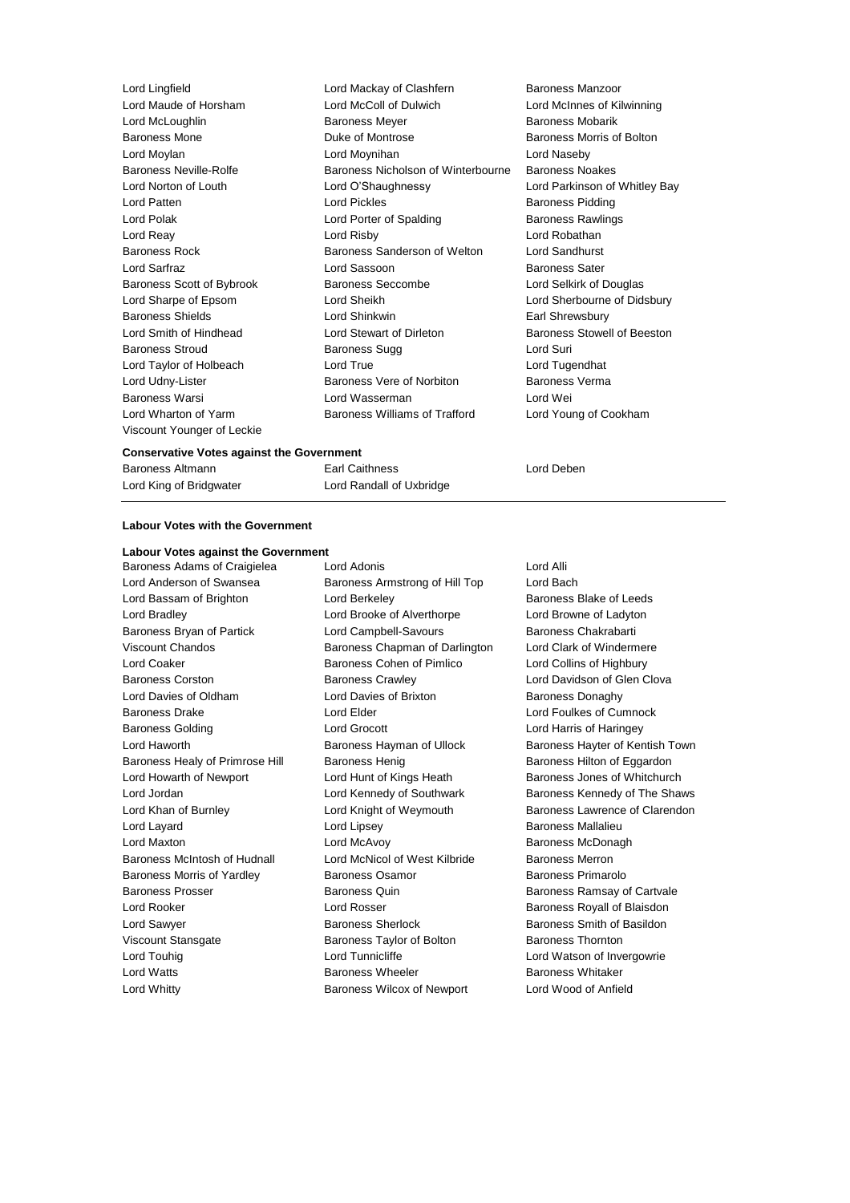Lord Lingfield
Lord Mackay of Clashfern
Baroness Manzoor
Lord Maude of Horsham
Lord McColl of Dulwich
Lord McInnes of Kilwinning
Lord McLoughlin
Baroness Meyer
Baroness Mobarik
Baroness Mone
Duke of Montrose
Baroness Morris of Bolton
Lord Moylan
Lord Moynihan
Lord Naseby
Baroness Neville-Rolfe
Baroness Nicholson of Winterbourne
Baroness Noakes
Lord Norton of Louth
Lord O'Shaughnessy
Lord Parkinson of Whitley Bay
Lord Patten
Lord Pickles
Baroness Pidding
Lord Polak
Lord Porter of Spalding
Baroness Rawlings
Lord Reay
Lord Risby
Lord Robathan
Baroness Rock
Baroness Sanderson of Welton
Lord Sandhurst
Lord Sarfraz
Lord Sassoon
Baroness Sater
Baroness Scott of Bybrook
Baroness Seccombe
Lord Selkirk of Douglas
Lord Sharpe of Epsom
Lord Sheikh
Lord Sherbourne of Didsbury
Baroness Shields
Lord Shinkwin
Earl Shrewsbury
Lord Smith of Hindhead
Lord Stewart of Dirleton
Baroness Stowell of Beeston
Baroness Stroud
Baroness Sugg
Lord Suri
Lord Taylor of Holbeach
Lord True
Lord Tugendhat
Lord Udny-Lister
Baroness Vere of Norbiton
Baroness Verma
Baroness Warsi
Lord Wasserman
Lord Wei
Lord Wharton of Yarm
Baroness Williams of Trafford
Lord Young of Cookham
Viscount Younger of Leckie

**Conservative Votes against the Government**

Baroness Altmann
Earl Caithness
Lord Deben
Lord King of Bridgwater
Lord Randall of Uxbridge

---

**Labour Votes with the Government**

**Labour Votes against the Government**

Baroness Adams of Craigielea
Lord Adonis
Lord Alli
Lord Anderson of Swansea
Baroness Armstrong of Hill Top
Lord Bach
Lord Bassam of Brighton
Lord Berkeley
Baroness Blake of Leeds
Lord Bradley
Lord Brooke of Alverthorpe
Lord Browne of Ladyton
Baroness Bryan of Partick
Lord Campbell-Savours
Baroness Chakrabarti
Viscount Chandos
Baroness Chapman of Darlington
Lord Clark of Windermere
Lord Coaker
Baroness Cohen of Pimlico
Lord Collins of Highbury
Baroness Corston
Baroness Crawley
Lord Davidson of Glen Clova
Lord Davies of Oldham
Lord Davies of Brixton
Baroness Donaghy
Baroness Drake
Lord Elder
Lord Foulkes of Cumnock
Baroness Golding
Lord Grocott
Lord Harris of Haringey
Lord Haworth
Baroness Hayman of Ullock
Baroness Hayter of Kentish Town
Baroness Healy of Primrose Hill
Baroness Henig
Baroness Hilton of Eggardon
Lord Howarth of Newport
Lord Hunt of Kings Heath
Baroness Jones of Whitchurch
Lord Jordan
Lord Kennedy of Southwark
Baroness Kennedy of The Shaws
Lord Khan of Burnley
Lord Knight of Weymouth
Baroness Lawrence of Clarendon
Lord Layard
Lord Lipsey
Baroness Mallalieu
Lord Maxton
Lord McAvoy
Baroness McDonagh
Baroness McIntosh of Hudnall
Lord McNicol of West Kilbride
Baroness Merron
Baroness Morris of Yardley
Baroness Osamor
Baroness Primarolo
Baroness Prosser
Baroness Quin
Baroness Ramsay of Cartvale
Lord Rooker
Lord Rosser
Baroness Royall of Blaisdon
Lord Sawyer
Baroness Sherlock
Baroness Smith of Basildon
Viscount Stansgate
Baroness Taylor of Bolton
Baroness Thornton
Lord Touhig
Lord Tunnicliffe
Lord Watson of Invergowrie
Lord Watts
Baroness Wheeler
Baroness Whitaker
Lord Whitty
Baroness Wilcox of Newport
Lord Wood of Anfield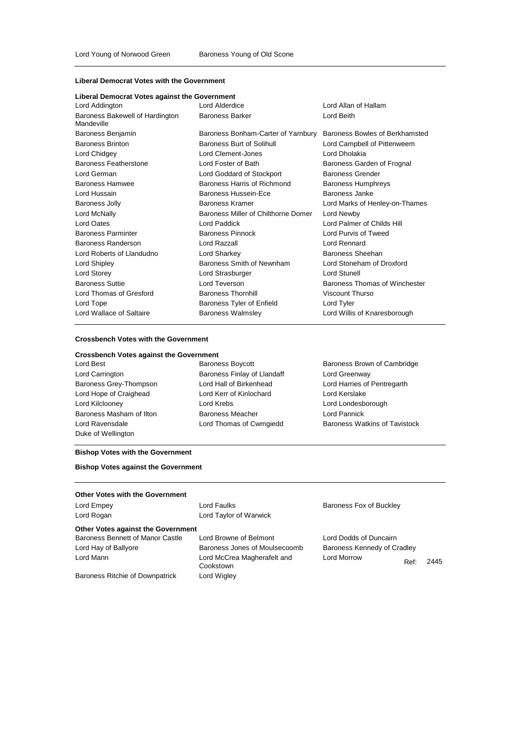Lord Young of Norwood Green
Baroness Young of Old Scone

**Liberal Democrat Votes with the Government**

**Liberal Democrat Votes against the Government**

| | | |
|---|---|---|
| Lord Addington | Lord Alderdice | Lord Allan of Hallam |
| Baroness Bakewell of Hardington Mandeville | Baroness Barker | Lord Beith |
| Baroness Benjamin | Baroness Bonham-Carter of Yarnbury | Baroness Bowles of Berkhamsted |
| Baroness Brinton | Baroness Burt of Solihull | Lord Campbell of Pittenweem |
| Lord Chidgey | Lord Clement-Jones | Lord Dholakia |
| Baroness Featherstone | Lord Foster of Bath | Baroness Garden of Frognal |
| Lord German | Lord Goddard of Stockport | Baroness Grender |
| Baroness Hamwee | Baroness Harris of Richmond | Baroness Humphreys |
| Lord Hussain | Baroness Hussein-Ece | Baroness Janke |
| Baroness Jolly | Baroness Kramer | Lord Marks of Henley-on-Thames |
| Lord McNally | Baroness Miller of Chilthorne Domer | Lord Newby |
| Lord Oates | Lord Paddick | Lord Palmer of Childs Hill |
| Baroness Parminter | Baroness Pinnock | Lord Purvis of Tweed |
| Baroness Randerson | Lord Razzall | Lord Rennard |
| Lord Roberts of Llandudno | Lord Sharkey | Baroness Sheehan |
| Lord Shipley | Baroness Smith of Newnham | Lord Stoneham of Droxford |
| Lord Storey | Lord Strasburger | Lord Stunell |
| Baroness Suttie | Lord Teverson | Baroness Thomas of Winchester |
| Lord Thomas of Gresford | Baroness Thornhill | Viscount Thurso |
| Lord Tope | Baroness Tyler of Enfield | Lord Tyler |
| Lord Wallace of Saltaire | Baroness Walmsley | Lord Willis of Knaresborough |

**Crossbench Votes with the Government**

**Crossbench Votes against the Government**

| | | |
|---|---|---|
| Lord Best | Baroness Boycott | Baroness Brown of Cambridge |
| Lord Carrington | Baroness Finlay of Llandaff | Lord Greenway |
| Baroness Grey-Thompson | Lord Hall of Birkenhead | Lord Harries of Pentregarth |
| Lord Hope of Craighead | Lord Kerr of Kinlochard | Lord Kerslake |
| Lord Kilclooney | Lord Krebs | Lord Londesborough |
| Baroness Masham of Ilton | Baroness Meacher | Lord Pannick |
| Lord Ravensdale | Lord Thomas of Cwmgiedd | Baroness Watkins of Tavistock |
| Duke of Wellington | | |

**Bishop Votes with the Government**

**Bishop Votes against the Government**

**Other Votes with the Government**

| | | |
|---|---|---|
| Lord Empey | Lord Faulks | Baroness Fox of Buckley |
| Lord Rogan | Lord Taylor of Warwick | |

**Other Votes against the Government**

| | | |
|---|---|---|
| Baroness Bennett of Manor Castle | Lord Browne of Belmont | Lord Dodds of Duncairn |
| Lord Hay of Ballyore | Baroness Jones of Moulsecoomb | Baroness Kennedy of Cradley |
| Lord Mann | Lord McCrea Magherafelt and Cookstown | Lord Morrow |
| Baroness Ritchie of Downpatrick | Lord Wigley | |

Ref: 2445